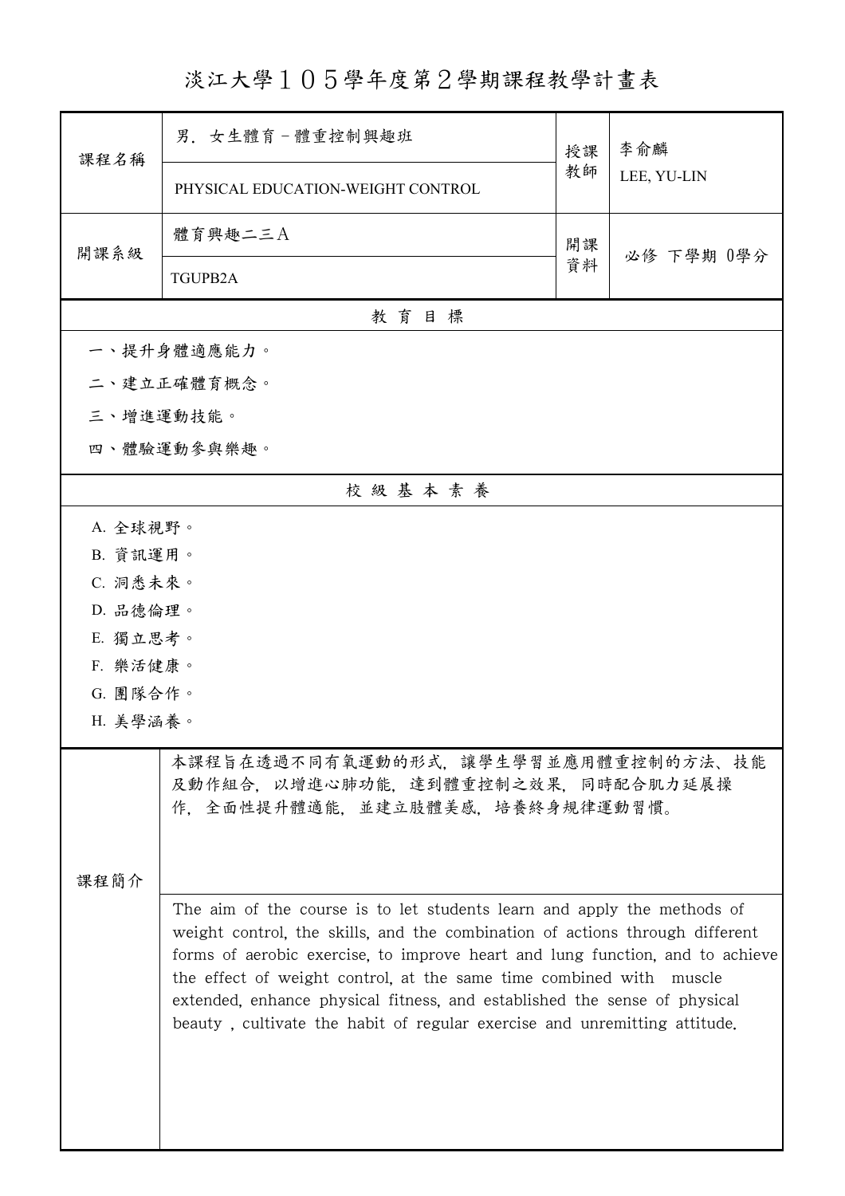# 淡江大學１０５學年度第２學期課程教學計畫表

| 課程名稱 | 男．女生體育－體重控制與趣班 | 授課教師 | 李俞麟 |
| --- | --- | --- | --- |
| | PHYSICAL EDUCATION-WEIGHT CONTROL | | LEE, YU-LIN |
| 開課系級 | 體育興趣二三A | 開課資料 | 必修 下學期 0學分 |
| | TGUPB2A | | |

## 教育目標

一、提升身體適應能力。

二、建立正確體育概念。

三、增進運動技能。

四、體驗運動參與樂趣。

## 校級基本素養

A. 全球視野。

B. 資訊運用。

C. 洞悉未來。

D. 品德倫理。

E. 獨立思考。

F. 樂活健康。

G. 團隊合作。

H. 美學涵養。

## 課程簡介

本課程旨在透過不同有氧運動的形式，讓學生學習並應用體重控制的方法、技能及動作組合，以增進心肺功能，達到體重控制之效果，同時配合肌力延展操作，全面性提升體適能，並建立肢體美感，培養終身規律運動習慣。

The aim of the course is to let students learn and apply the methods of weight control, the skills, and the combination of actions through different forms of aerobic exercise, to improve heart and lung function, and to achieve the effect of weight control, at the same time combined with muscle extended, enhance physical fitness, and established the sense of physical beauty , cultivate the habit of regular exercise and unremitting attitude.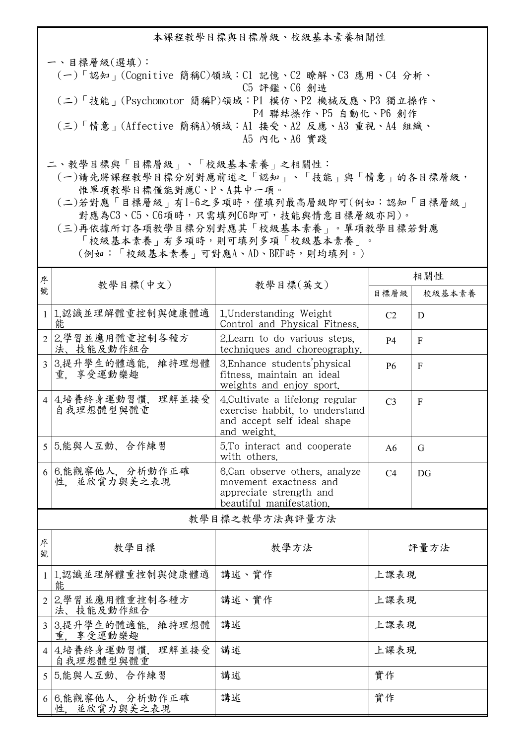本課程教學目標與目標層級、校級基本素養相關性

一、目標層級(選填)：

(一)「認知」(Cognitive 簡稱C)領域：C1 記憶、C2 瞭解、C3 應用、C4 分析、C5 評鑑、C6 創造

(二)「技能」(Psychomotor 簡稱P)領域：P1 模仿、P2 機械反應、P3 獨立操作、P4 聯結操作、P5 自動化、P6 創作

(三)「情意」(Affective 簡稱A)領域：A1 接受、A2 反應、A3 重視、A4 組織、A5 內化、A6 實踐

二、教學目標與「目標層級」、「校級基本素養」之相關性：

(一)請先將課程教學目標分別對應前述之「認知」、「技能」與「情意」的各目標層級，惟單項教學目標僅能對應C、P、A其中一項。

(二)若對應「目標層級」有1~6之多項時，僅填列最高層級即可(例如：認知「目標層級」對應為C3、C5、C6項時，只需填列C6即可，技能與情意目標層級亦同)。

(三)再依據所訂各項教學目標分別對應其「校級基本素養」。單項教學目標若對應「校級基本素養」有多項時，則可填列多項「校級基本素養」。(例如：「校級基本素養」可對應A、AD、BEF時，則均填列。)

| 序號 | 教學目標(中文) | 教學目標(英文) | 相關性 | |
|---|---|---|---|---|
| | | | 目標層級 | 校級基本素養 |
| 1 | 1.認識並理解體重控制與健康體適能 | 1.Understanding Weight Control and Physical Fitness. | C2 | D |
| 2 | 2.學習並應用體重控制各種方法、技能及動作組合 | 2.Learn to do various steps, techniques and choreography. | P4 | F |
| 3 | 3.提升學生的體適能，維持理想體重，享受運動樂趣 | 3.Enhance students'physical fitness, maintain an ideal weights and enjoy sport. | P6 | F |
| 4 | 4.培養終身運動習慣，理解並接受自我理想體型與體重 | 4.Cultivate a lifelong regular exercise habbit, to understand and accept self ideal shape and weight. | C3 | F |
| 5 | 5.能與人互動、合作練習 | 5.To interact and cooperate with others. | A6 | G |
| 6 | 6.能觀察他人，分析動作正確性，並欣賞力與美之表現 | 6.Can observe others, analyze movement exactness and appreciate strength and beautiful manifestation. | C4 | DG |

教學目標之教學方法與評量方法

| 序號 | 教學目標 | 教學方法 | 評量方法 |
|---|---|---|---|
| 1 | 1.認識並理解體重控制與健康體適能 | 講述、實作 | 上課表現 |
| 2 | 2.學習並應用體重控制各種方法、技能及動作組合 | 講述、實作 | 上課表現 |
| 3 | 3.提升學生的體適能，維持理想體重，享受運動樂趣 | 講述 | 上課表現 |
| 4 | 4.培養終身運動習慣，理解並接受自我理想體型與體重 | 講述 | 上課表現 |
| 5 | 5.能與人互動、合作練習 | 講述 | 實作 |
| 6 | 6.能觀察他人，分析動作正確性，並欣賞力與美之表現 | 講述 | 實作 |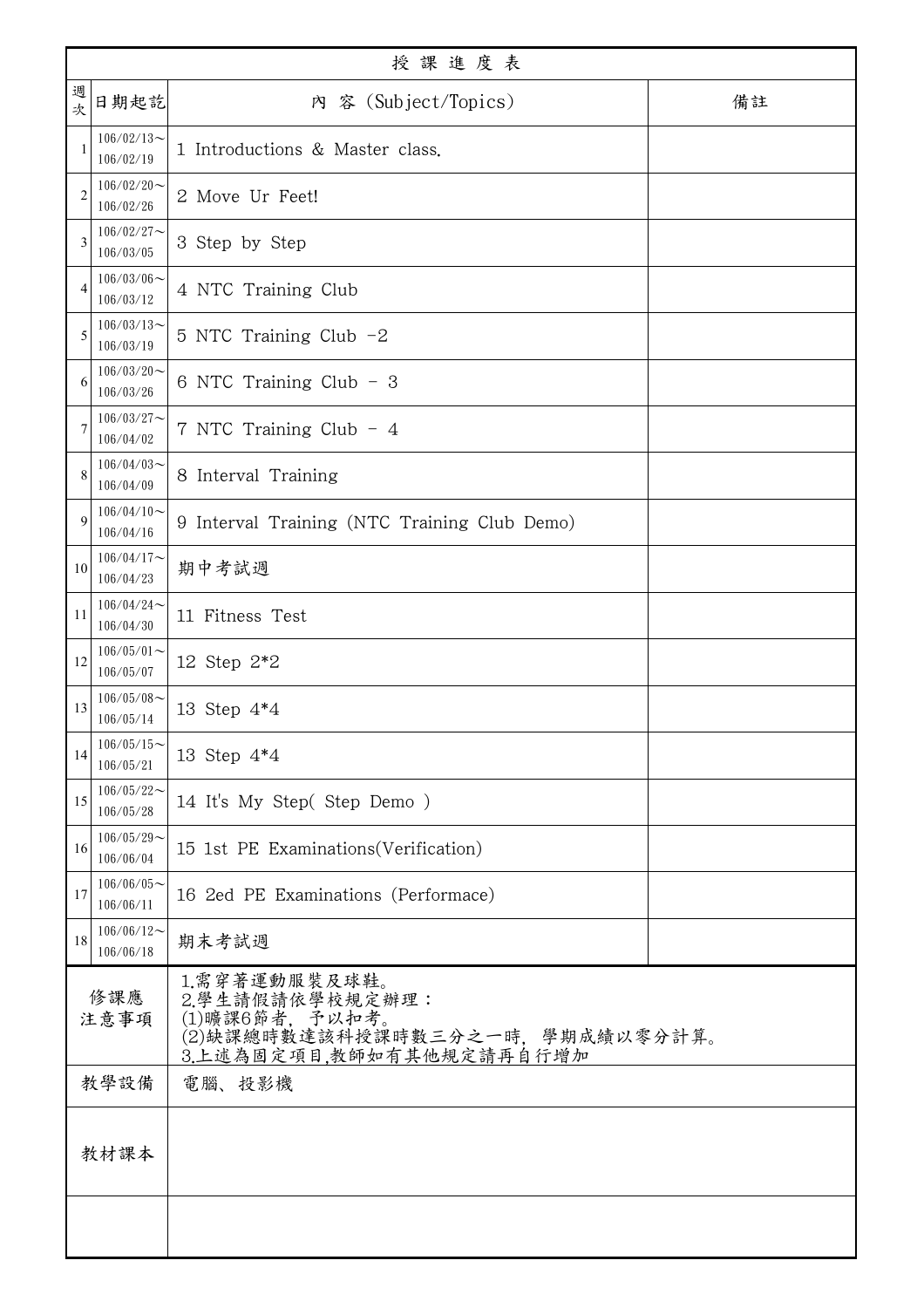| 授課進度表 | | | |
|---|---|---|---|
| 週次 | 日期起訖 | 內 容 (Subject/Topics) | 備註 |
| 1 | 106/02/13～106/02/19 | 1 Introductions & Master class. | |
| 2 | 106/02/20～106/02/26 | 2 Move Ur Feet! | |
| 3 | 106/02/27～106/03/05 | 3 Step by Step | |
| 4 | 106/03/06～106/03/12 | 4 NTC Training Club | |
| 5 | 106/03/13～106/03/19 | 5 NTC Training Club -2 | |
| 6 | 106/03/20～106/03/26 | 6 NTC Training Club - 3 | |
| 7 | 106/03/27～106/04/02 | 7 NTC Training Club - 4 | |
| 8 | 106/04/03～106/04/09 | 8 Interval Training | |
| 9 | 106/04/10～106/04/16 | 9 Interval Training (NTC Training Club Demo) | |
| 10 | 106/04/17～106/04/23 | 期中考試週 | |
| 11 | 106/04/24～106/04/30 | 11 Fitness Test | |
| 12 | 106/05/01～106/05/07 | 12 Step 2*2 | |
| 13 | 106/05/08～106/05/14 | 13 Step 4*4 | |
| 14 | 106/05/15～106/05/21 | 13 Step 4*4 | |
| 15 | 106/05/22～106/05/28 | 14 It's My Step( Step Demo ) | |
| 16 | 106/05/29～106/06/04 | 15 1st PE Examinations(Verification) | |
| 17 | 106/06/05～106/06/11 | 16 2ed PE Examinations (Performace) | |
| 18 | 106/06/12～106/06/18 | 期末考試週 | |
| 修課應注意事項 | | 1.需穿著運動服裝及球鞋。<br>2.學生請假請依學校規定辦理：<br>(1)曠課6節者，予以扣考。<br>(2)缺課總時數達該科授課時數三分之一時，學期成績以零分計算。<br>3.上述為固定項目,教師如有其他規定請再自行增加 | |
| 教學設備 | | 電腦、投影機 | |
| 教材課本 | | | |
| | | | |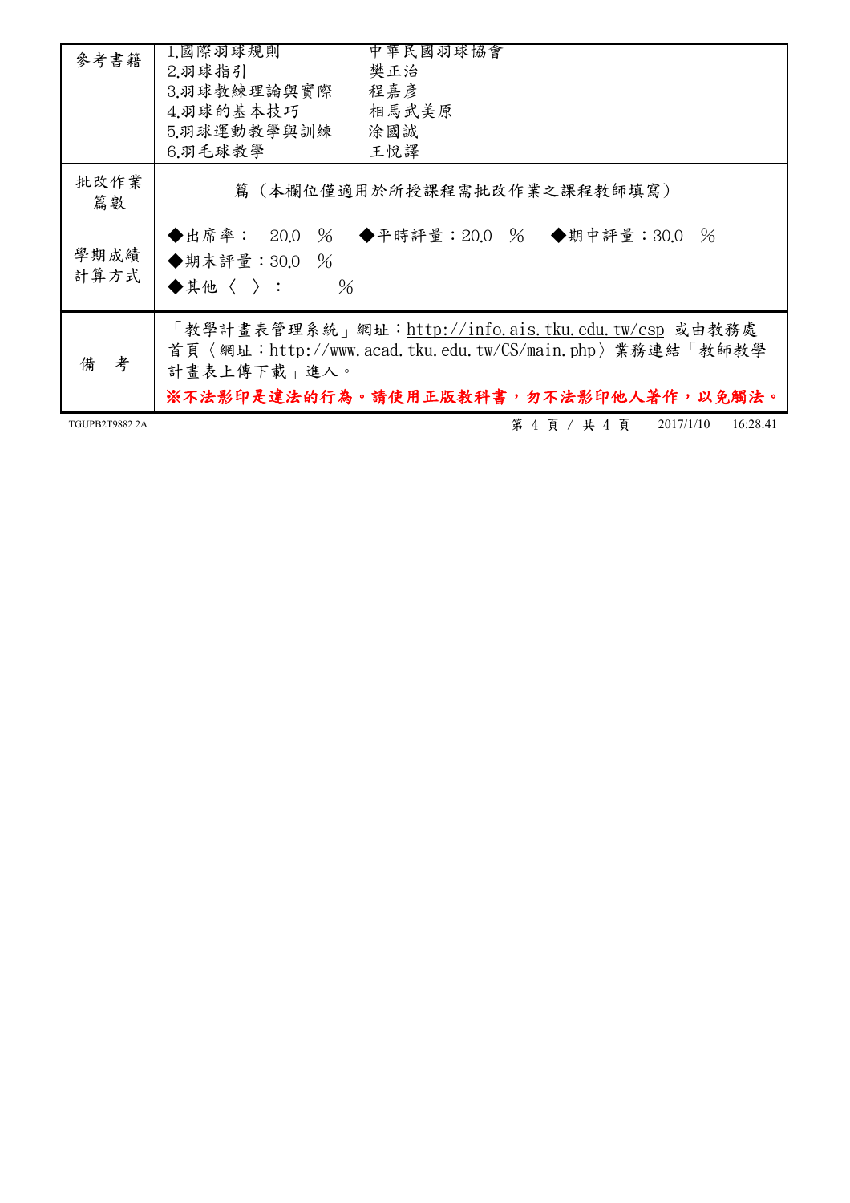| | |
|---|---|
| 參考書籍 | 1.國際羽球規則　　中華民國羽球協會<br>2.羽球指引　　樊正治<br>3.羽球教練理論與實際　　程嘉彥<br>4.羽球的基本技巧　　相馬武美原<br>5.羽球運動教學與訓練　　涂國誠<br>6.羽毛球教學　　王悅譯 |
| 批改作業篇數 | 篇（本欄位僅適用於所授課程需批改作業之課程教師填寫） |
| 學期成績計算方式 | ◆出席率：　20.0　%　　◆平時評量：20.0　%　　◆期中評量：30.0　%<br>◆期末評量：30.0　%<br>◆其他〈　〉：　　　% |
| 備　考 | 「教學計畫表管理系統」網址：http://info.ais.tku.edu.tw/csp 或由教務處首頁〈網址：http://www.acad.tku.edu.tw/CS/main.php〉業務連結「教師教學計畫表上傳下載」進入。<br>**※不法影印是違法的行為。請使用正版教科書，勿不法影印他人著作，以免觸法。** |

TGUPB2T9882 2A　　2017/1/10　16:28:41